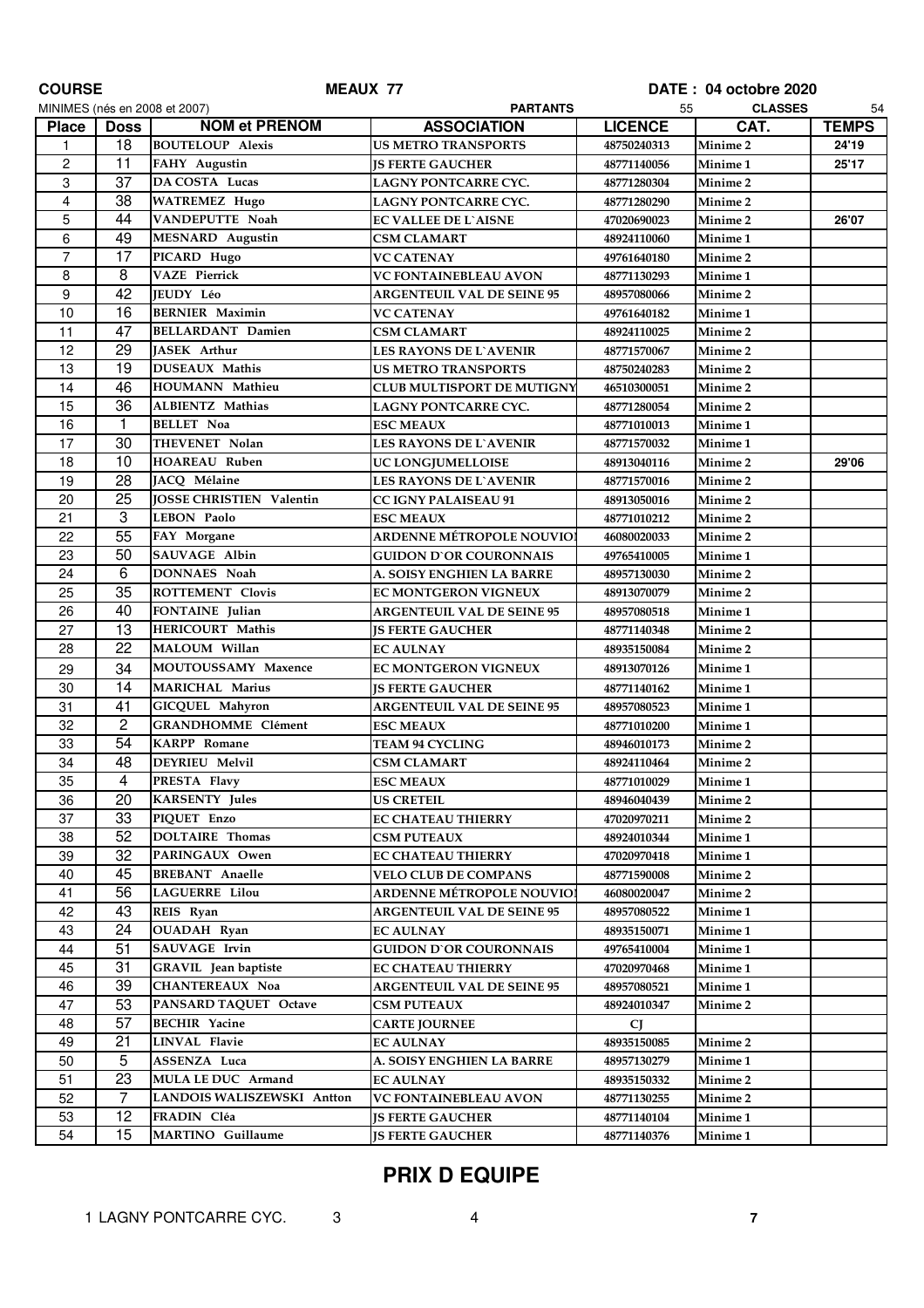**COURSE** **MEAUX 77** **DATE : 04 octobre 2020**

MINIMES (nés en 2008 et 2007) **PARTANTS** 55 **CLASSES** 54

| Place | Doss | NOM et PRENOM | ASSOCIATION | LICENCE | CAT. | TEMPS |
|---|---|---|---|---|---|---|
| 1 | 18 | BOUTELOUP Alexis | US METRO TRANSPORTS | 48750240313 | Minime 2 | 24'19 |
| 2 | 11 | FAHY Augustin | JS FERTE GAUCHER | 48771140056 | Minime 1 | 25'17 |
| 3 | 37 | DA COSTA Lucas | LAGNY PONTCARRE CYC. | 48771280304 | Minime 2 | |
| 4 | 38 | WATREMEZ Hugo | LAGNY PONTCARRE CYC. | 48771280290 | Minime 2 | |
| 5 | 44 | VANDEPUTTE Noah | EC VALLEE DE L`AISNE | 47020690023 | Minime 2 | 26'07 |
| 6 | 49 | MESNARD Augustin | CSM CLAMART | 48924110060 | Minime 1 | |
| 7 | 17 | PICARD Hugo | VC CATENAY | 49761640180 | Minime 2 | |
| 8 | 8 | VAZE Pierrick | VC FONTAINEBLEAU AVON | 48771130293 | Minime 1 | |
| 9 | 42 | JEUDY Léo | ARGENTEUIL VAL DE SEINE 95 | 48957080066 | Minime 2 | |
| 10 | 16 | BERNIER Maximin | VC CATENAY | 49761640182 | Minime 1 | |
| 11 | 47 | BELLARDANT Damien | CSM CLAMART | 48924110025 | Minime 2 | |
| 12 | 29 | JASEK Arthur | LES RAYONS DE L`AVENIR | 48771570067 | Minime 2 | |
| 13 | 19 | DUSEAUX Mathis | US METRO TRANSPORTS | 48750240283 | Minime 2 | |
| 14 | 46 | HOUMANN Mathieu | CLUB MULTISPORT DE MUTIGNY | 46510300051 | Minime 2 | |
| 15 | 36 | ALBIENTZ Mathias | LAGNY PONTCARRE CYC. | 48771280054 | Minime 2 | |
| 16 | 1 | BELLET Noa | ESC MEAUX | 48771010013 | Minime 1 | |
| 17 | 30 | THEVENET Nolan | LES RAYONS DE L`AVENIR | 48771570032 | Minime 1 | |
| 18 | 10 | HOAREAU Ruben | UC LONGJUMELLOISE | 48913040116 | Minime 2 | 29'06 |
| 19 | 28 | JACQ Mélaine | LES RAYONS DE L`AVENIR | 48771570016 | Minime 2 | |
| 20 | 25 | JOSSE CHRISTIEN Valentin | CC IGNY PALAISEAU 91 | 48913050016 | Minime 2 | |
| 21 | 3 | LEBON Paolo | ESC MEAUX | 48771010212 | Minime 2 | |
| 22 | 55 | FAY Morgane | ARDENNE MÉTROPOLE NOUVIO | 46080020033 | Minime 2 | |
| 23 | 50 | SAUVAGE Albin | GUIDON D`OR COURONNAIS | 49765410005 | Minime 1 | |
| 24 | 6 | DONNAES Noah | A. SOISY ENGHIEN LA BARRE | 48957130030 | Minime 2 | |
| 25 | 35 | ROTTEMENT Clovis | EC MONTGERON VIGNEUX | 48913070079 | Minime 2 | |
| 26 | 40 | FONTAINE Julian | ARGENTEUIL VAL DE SEINE 95 | 48957080518 | Minime 1 | |
| 27 | 13 | HERICOURT Mathis | JS FERTE GAUCHER | 48771140348 | Minime 2 | |
| 28 | 22 | MALOUM Willan | EC AULNAY | 48935150084 | Minime 2 | |
| 29 | 34 | MOUTOUSSAMY Maxence | EC MONTGERON VIGNEUX | 48913070126 | Minime 1 | |
| 30 | 14 | MARICHAL Marius | JS FERTE GAUCHER | 48771140162 | Minime 1 | |
| 31 | 41 | GICQUEL Mahyron | ARGENTEUIL VAL DE SEINE 95 | 48957080523 | Minime 1 | |
| 32 | 2 | GRANDHOMME Clément | ESC MEAUX | 48771010200 | Minime 1 | |
| 33 | 54 | KARPP Romane | TEAM 94 CYCLING | 48946010173 | Minime 2 | |
| 34 | 48 | DEYRIEU Melvil | CSM CLAMART | 48924110464 | Minime 2 | |
| 35 | 4 | PRESTA Flavy | ESC MEAUX | 48771010029 | Minime 1 | |
| 36 | 20 | KARSENTY Jules | US CRETEIL | 48946040439 | Minime 2 | |
| 37 | 33 | PIQUET Enzo | EC CHATEAU THIERRY | 47020970211 | Minime 2 | |
| 38 | 52 | DOLTAIRE Thomas | CSM PUTEAUX | 48924010344 | Minime 1 | |
| 39 | 32 | PARINGAUX Owen | EC CHATEAU THIERRY | 47020970418 | Minime 1 | |
| 40 | 45 | BREBANT Anaelle | VELO CLUB DE COMPANS | 48771590008 | Minime 2 | |
| 41 | 56 | LAGUERRE Lilou | ARDENNE MÉTROPOLE NOUVIO | 46080020047 | Minime 2 | |
| 42 | 43 | REIS Ryan | ARGENTEUIL VAL DE SEINE 95 | 48957080522 | Minime 1 | |
| 43 | 24 | OUADAH Ryan | EC AULNAY | 48935150071 | Minime 1 | |
| 44 | 51 | SAUVAGE Irvin | GUIDON D`OR COURONNAIS | 49765410004 | Minime 1 | |
| 45 | 31 | GRAVIL Jean baptiste | EC CHATEAU THIERRY | 47020970468 | Minime 1 | |
| 46 | 39 | CHANTEREAUX Noa | ARGENTEUIL VAL DE SEINE 95 | 48957080521 | Minime 1 | |
| 47 | 53 | PANSARD TAQUET Octave | CSM PUTEAUX | 48924010347 | Minime 2 | |
| 48 | 57 | BECHIR Yacine | CARTE JOURNEE | CJ | | |
| 49 | 21 | LINVAL Flavie | EC AULNAY | 48935150085 | Minime 2 | |
| 50 | 5 | ASSENZA Luca | A. SOISY ENGHIEN LA BARRE | 48957130279 | Minime 1 | |
| 51 | 23 | MULA LE DUC Armand | EC AULNAY | 48935150332 | Minime 2 | |
| 52 | 7 | LANDOIS WALISZEWSKI Antton | VC FONTAINEBLEAU AVON | 48771130255 | Minime 2 | |
| 53 | 12 | FRADIN Cléa | JS FERTE GAUCHER | 48771140104 | Minime 1 | |
| 54 | 15 | MARTINO Guillaume | JS FERTE GAUCHER | 48771140376 | Minime 1 | |

## PRIX D EQUIPE

| | | | | |
|---|---|---|---|---|
| 1 | LAGNY PONTCARRE CYC. | 3 | 4 | **7** |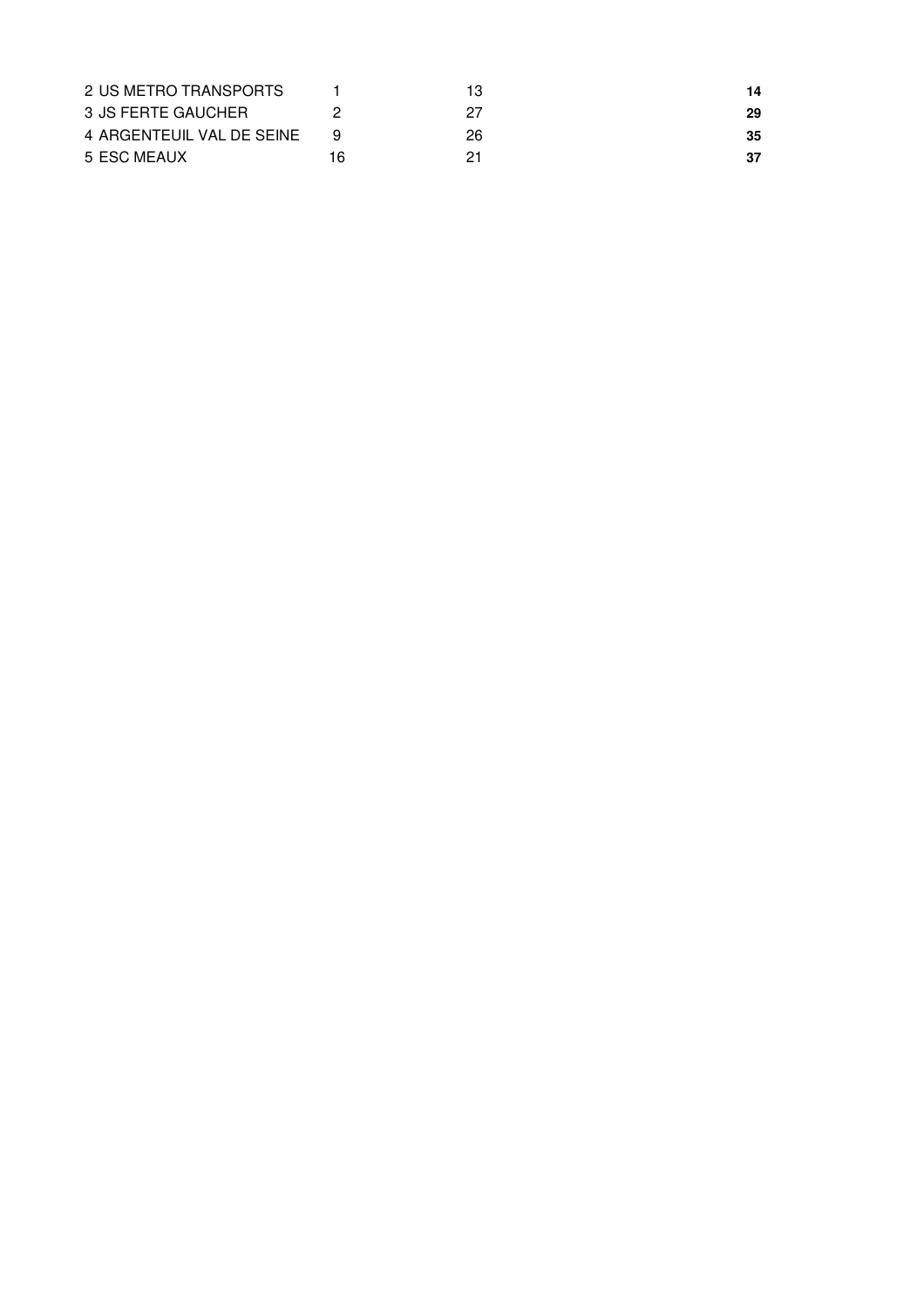| | | | | |
|---|---|---|---|---|
| 2 | US METRO TRANSPORTS | 1 | 13 | **14** |
| 3 | JS FERTE GAUCHER | 2 | 27 | **29** |
| 4 | ARGENTEUIL VAL DE SEINE | 9 | 26 | **35** |
| 5 | ESC MEAUX | 16 | 21 | **37** |